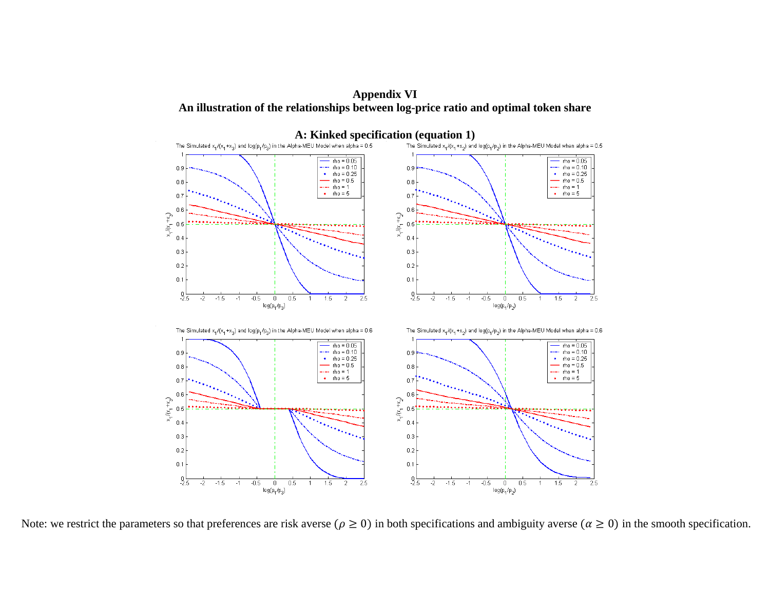**Appendix VI**
**An illustration of the relationships between log-price ratio and optimal token share**

**A: Kinked specification (equation 1)**

The Simulated $x_1/(x_1+x_3)$ and $\log(p_1/p_3)$ in the Alpha-MEU Model when alpha = 0.5

The Simulated $x_1/(x_1+x_2)$ and $\log(p_1/p_2)$ in the Alpha-MEU Model when alpha = 0.5

The Simulated $x_1/(x_1+x_3)$ and $\log(p_1/p_3)$ in the Alpha-MEU Model when alpha = 0.6

The Simulated $x_1/(x_1+x_2)$ and $\log(p_1/p_2)$ in the Alpha-MEU Model when alpha = 0.6

Legend: rho = 0.05, rho = 0.10, rho = 0.25, rho = 0.5, rho = 1, rho = 5

Note: we restrict the parameters so that preferences are risk averse ($\rho \geq 0$) in both specifications and ambiguity averse ($\alpha \geq 0$) in the smooth specification.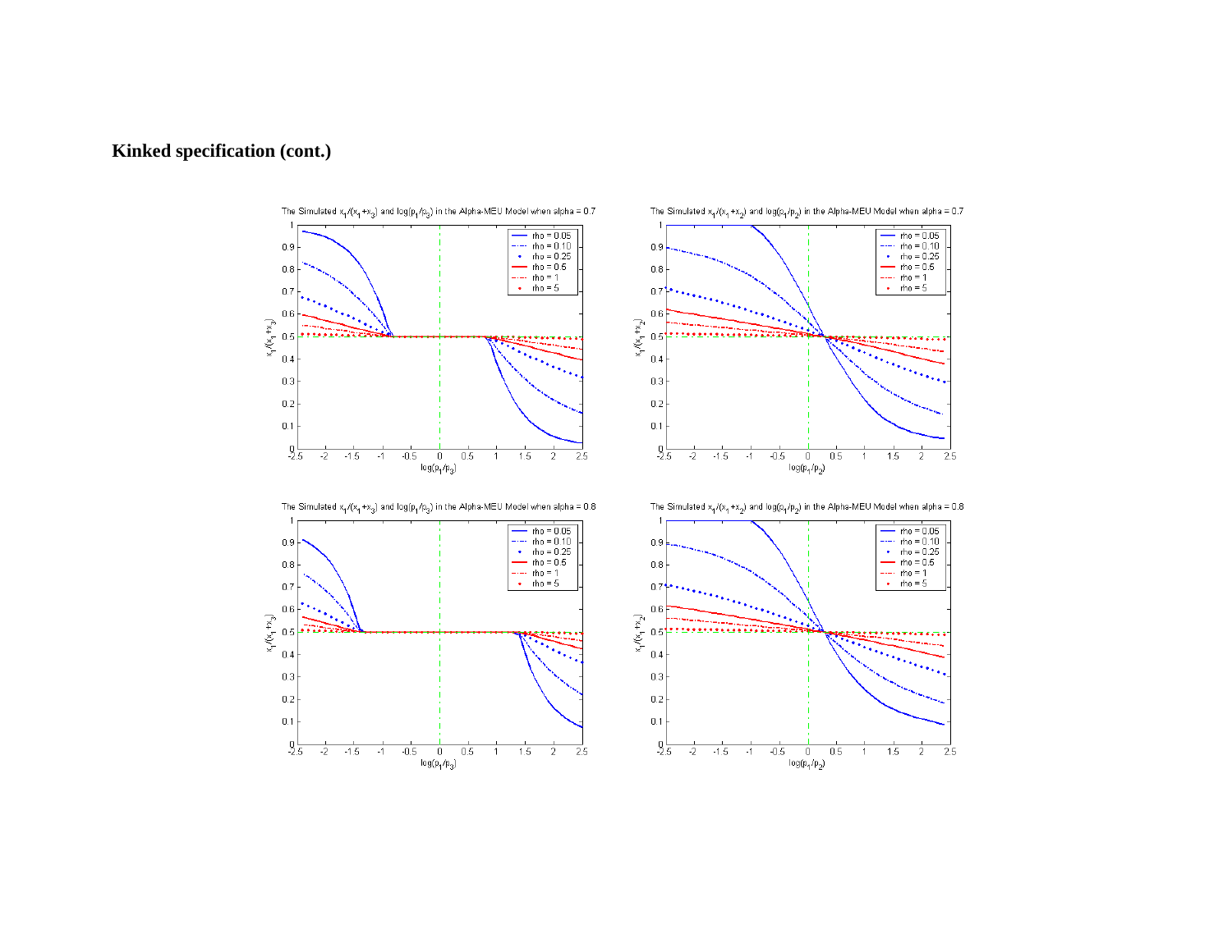**Kinked specification (cont.)**

The Simulated $x_1/(x_1+x_3)$ and $\log(p_1/p_3)$ in the Alpha-MEU Model when alpha = 0.7

rho = 0.05
rho = 0.10
rho = 0.25
rho = 0.5
rho = 1
rho = 5

$x_1/(x_1+x_3)$

$\log(p_1/p_3)$

1
0.9
0.8
0.7
0.6
0.5
0.4
0.3
0.2
0.1
0

-2.5 -2 -1.5 -1 -0.5 0 0.5 1 1.5 2 2.5

The Simulated $x_1/(x_1+x_2)$ and $\log(p_1/p_2)$ in the Alpha-MEU Model when alpha = 0.7

rho = 0.05
rho = 0.10
rho = 0.25
rho = 0.5
rho = 1
rho = 5

$x_1/(x_1+x_2)$

$\log(p_1/p_2)$

1
0.9
0.8
0.7
0.6
0.5
0.4
0.3
0.2
0.1
0

-2.5 -2 -1.5 -1 -0.5 0 0.5 1 1.5 2 2.5

The Simulated $x_1/(x_1+x_3)$ and $\log(p_1/p_3)$ in the Alpha-MEU Model when alpha = 0.8

rho = 0.05
rho = 0.10
rho = 0.25
rho = 0.5
rho = 1
rho = 5

$x_1/(x_1+x_3)$

$\log(p_1/p_3)$

1
0.9
0.8
0.7
0.6
0.5
0.4
0.3
0.2
0.1
0

-2.5 -2 -1.5 -1 -0.5 0 0.5 1 1.5 2 2.5

The Simulated $x_1/(x_1+x_2)$ and $\log(p_1/p_2)$ in the Alpha-MEU Model when alpha = 0.8

rho = 0.05
rho = 0.10
rho = 0.25
rho = 0.5
rho = 1
rho = 5

$x_1/(x_1+x_2)$

$\log(p_1/p_2)$

1
0.9
0.8
0.7
0.6
0.5
0.4
0.3
0.2
0.1
0

-2.5 -2 -1.5 -1 -0.5 0 0.5 1 1.5 2 2.5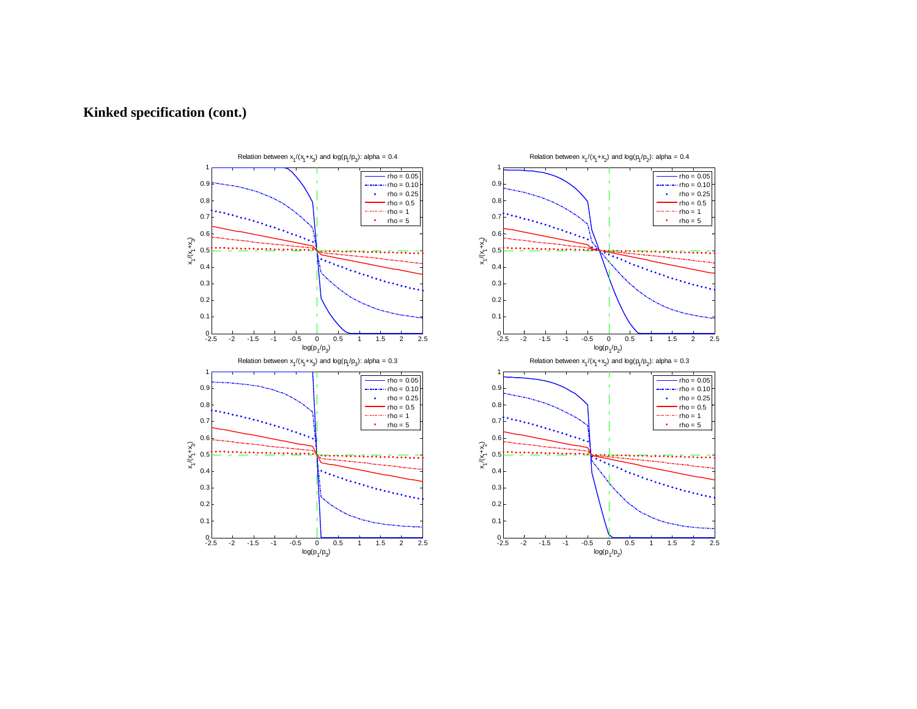## Kinked specification (cont.)

Relation between $x_1/(x_1+x_3)$ and $\log(p_1/p_3)$: alpha = 0.4

rho = 0.05
rho = 0.10
rho = 0.25
rho = 0.5
rho = 1
rho = 5

$x_1/(x_1+x_3)$

$\log(p_1/p_3)$

0 0.1 0.2 0.3 0.4 0.5 0.6 0.7 0.8 0.9 1

-2.5 -2 -1.5 -1 -0.5 0 0.5 1 1.5 2 2.5

Relation between $x_1/(x_1+x_2)$ and $\log(p_1/p_2)$: alpha = 0.4

rho = 0.05
rho = 0.10
rho = 0.25
rho = 0.5
rho = 1
rho = 5

$x_1/(x_1+x_2)$

$\log(p_1/p_2)$

0 0.1 0.2 0.3 0.4 0.5 0.6 0.7 0.8 0.9 1

-2.5 -2 -1.5 -1 -0.5 0 0.5 1 1.5 2 2.5

Relation between $x_1/(x_1+x_3)$ and $\log(p_1/p_3)$: alpha = 0.3

rho = 0.05
rho = 0.10
rho = 0.25
rho = 0.5
rho = 1
rho = 5

$x_1/(x_1+x_3)$

$\log(p_1/p_3)$

0 0.1 0.2 0.3 0.4 0.5 0.6 0.7 0.8 0.9 1

-2.5 -2 -1.5 -1 -0.5 0 0.5 1 1.5 2 2.5

Relation between $x_1/(x_1+x_2)$ and $\log(p_1/p_2)$: alpha = 0.3

rho = 0.05
rho = 0.10
rho = 0.25
rho = 0.5
rho = 1
rho = 5

$x_1/(x_1+x_2)$

$\log(p_1/p_2)$

0 0.1 0.2 0.3 0.4 0.5 0.6 0.7 0.8 0.9 1

-2.5 -2 -1.5 -1 -0.5 0 0.5 1 1.5 2 2.5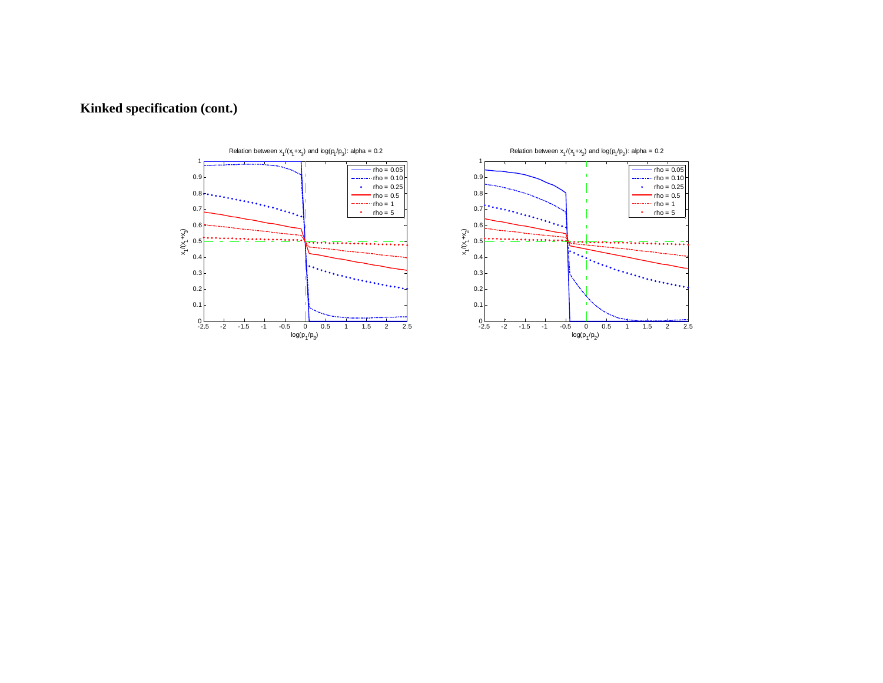**Kinked specification (cont.)**

Relation between $x_1/(x_1+x_3)$ and $\log(p_1/p_3)$: alpha = 0.2

rho = 0.05
rho = 0.10
rho = 0.25
rho = 0.5
rho = 1
rho = 5

$x_1/(x_1+x_3)$

$\log(p_1/p_3)$

0, 0.1, 0.2, 0.3, 0.4, 0.5, 0.6, 0.7, 0.8, 0.9, 1

-2.5, -2, -1.5, -1, -0.5, 0, 0.5, 1, 1.5, 2, 2.5

Relation between $x_1/(x_1+x_2)$ and $\log(p_1/p_2)$: alpha = 0.2

rho = 0.05
rho = 0.10
rho = 0.25
rho = 0.5
rho = 1
rho = 5

$x_1/(x_1+x_2)$

$\log(p_1/p_2)$

0, 0.1, 0.2, 0.3, 0.4, 0.5, 0.6, 0.7, 0.8, 0.9, 1

-2.5, -2, -1.5, -1, -0.5, 0, 0.5, 1, 1.5, 2, 2.5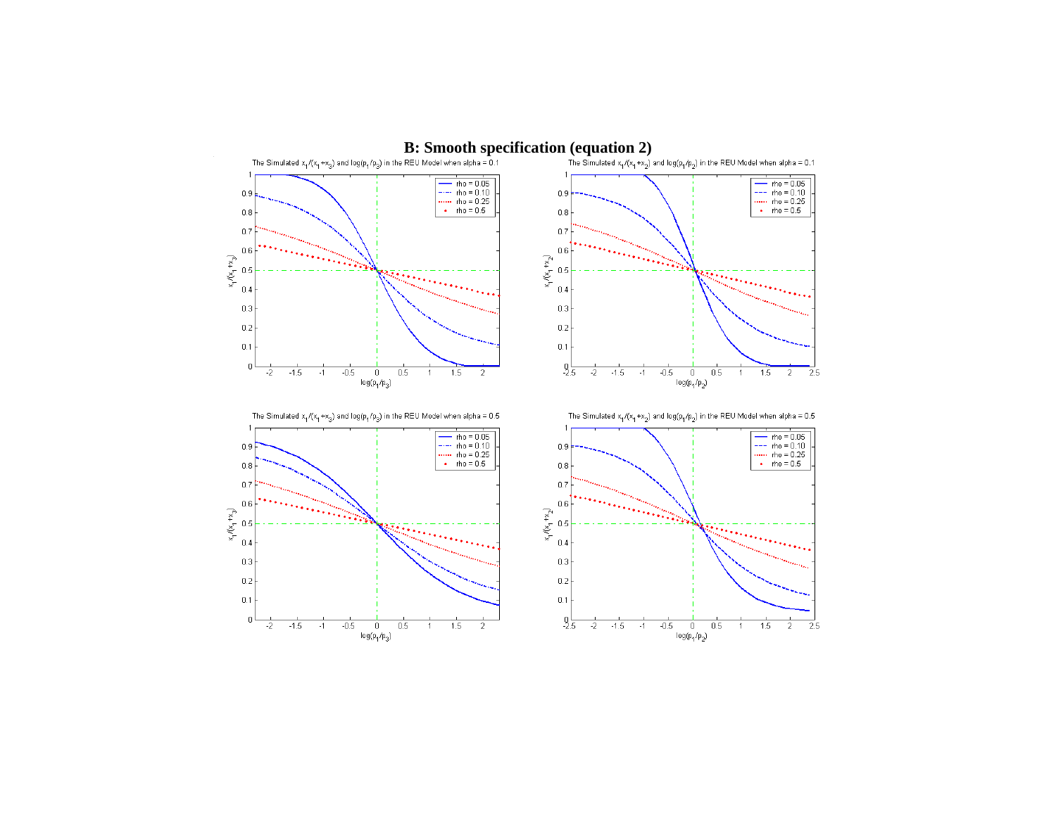**B: Smooth specification (equation 2)**

The Simulated $x_1/(x_1+x_3)$ and $\log(p_1/p_3)$ in the REU Model when alpha = 0.1

rho = 0.05
rho = 0.10
rho = 0.25
rho = 0.5

$x_1/(x_1+x_3)$

$\log(p_1/p_3)$

0 0.1 0.2 0.3 0.4 0.5 0.6 0.7 0.8 0.9 1

-2 -1.5 -1 -0.5 0 0.5 1 1.5 2

The Simulated $x_1/(x_1+x_2)$ and $\log(p_1/p_2)$ in the REU Model when alpha = 0.1

rho = 0.05
rho = 0.10
rho = 0.25
rho = 0.5

$x_1/(x_1+x_2)$

$\log(p_1/p_2)$

0 0.1 0.2 0.3 0.4 0.5 0.6 0.7 0.8 0.9 1

-2.5 -2 -1.5 -1 -0.5 0 0.5 1 1.5 2 2.5

The Simulated $x_1/(x_1+x_3)$ and $\log(p_1/p_3)$ in the REU Model when alpha = 0.5

rho = 0.05
rho = 0.10
rho = 0.25
rho = 0.5

$x_1/(x_1+x_3)$

$\log(p_1/p_3)$

0 0.1 0.2 0.3 0.4 0.5 0.6 0.7 0.8 0.9 1

-2 -1.5 -1 -0.5 0 0.5 1 1.5 2

The Simulated $x_1/(x_1+x_2)$ and $\log(p_1/p_2)$ in the REU Model when alpha = 0.5

rho = 0.05
rho = 0.10
rho = 0.25
rho = 0.5

$x_1/(x_1+x_2)$

$\log(p_1/p_2)$

0 0.1 0.2 0.3 0.4 0.5 0.6 0.7 0.8 0.9 1

-2.5 -2 -1.5 -1 -0.5 0 0.5 1 1.5 2 2.5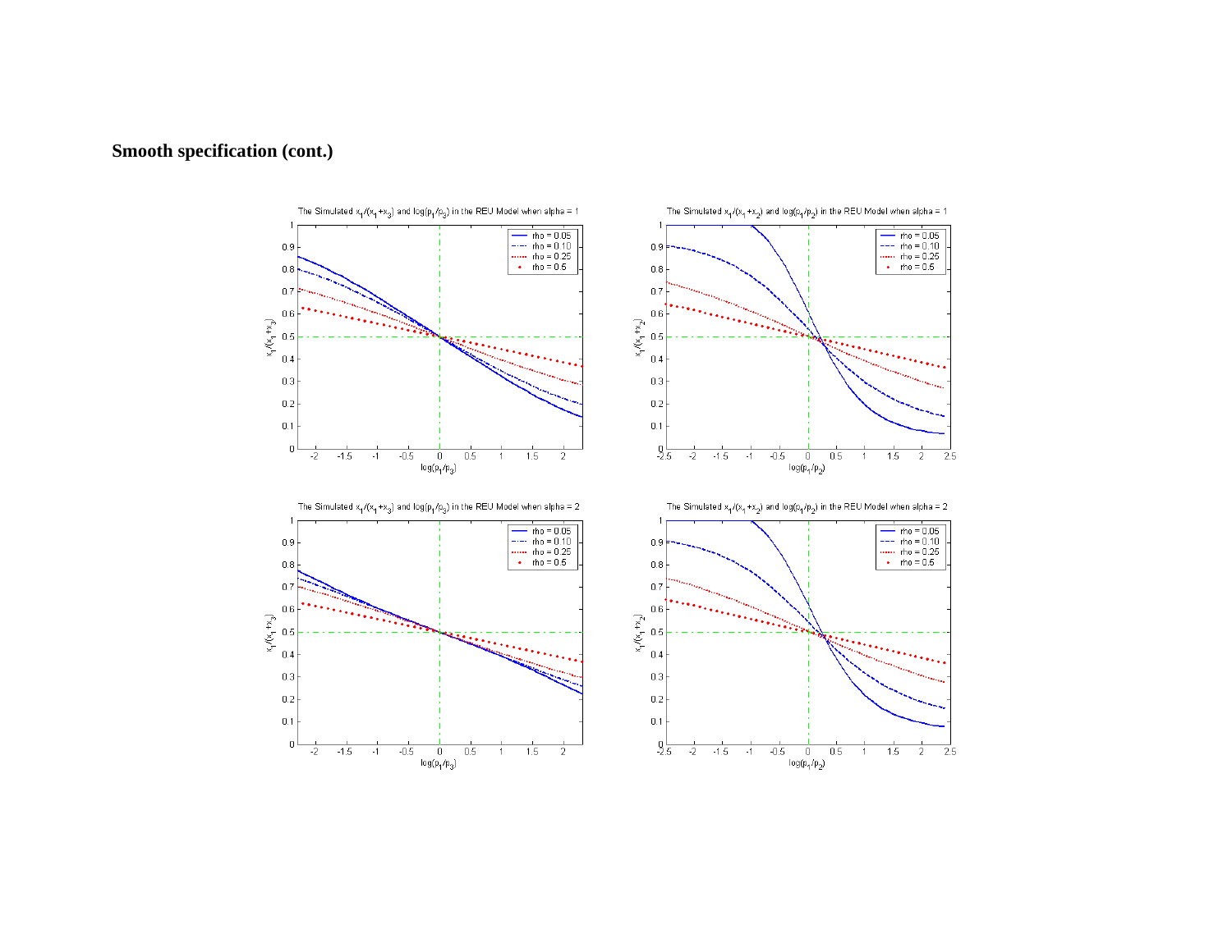**Smooth specification (cont.)**

The Simulated $x_1/(x_1+x_3)$ and $\log(p_1/p_3)$ in the REU Model when alpha = 1

rho = 0.05
rho = 0.10
rho = 0.25
rho = 0.5

$x_1/(x_1+x_3)$

$\log(p_1/p_3)$

The Simulated $x_1/(x_1+x_2)$ and $\log(p_1/p_2)$ in the REU Model when alpha = 1

rho = 0.05
rho = 0.10
rho = 0.25
rho = 0.5

$x_1/(x_1+x_2)$

$\log(p_1/p_2)$

The Simulated $x_1/(x_1+x_3)$ and $\log(p_1/p_3)$ in the REU Model when alpha = 2

rho = 0.05
rho = 0.10
rho = 0.25
rho = 0.5

$x_1/(x_1+x_3)$

$\log(p_1/p_3)$

The Simulated $x_1/(x_1+x_2)$ and $\log(p_1/p_2)$ in the REU Model when alpha = 2

rho = 0.05
rho = 0.10
rho = 0.25
rho = 0.5

$x_1/(x_1+x_2)$

$\log(p_1/p_2)$